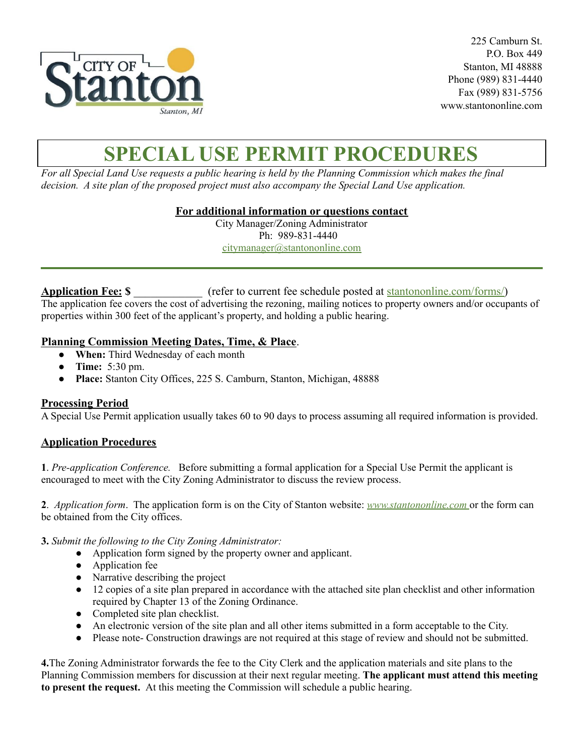CITY OF Stanton
Stanton, MI

225 Camburn St.
P.O. Box 449
Stanton, MI 48888
Phone (989) 831-4440
Fax (989) 831-5756
www.stantononline.com

# SPECIAL USE PERMIT PROCEDURES

*For all Special Land Use requests a public hearing is held by the Planning Commission which makes the final decision. A site plan of the proposed project must also accompany the Special Land Use application.*

**For additional information or questions contact**
City Manager/Zoning Administrator
Ph: 989-831-4440
citymanager@stantononline.com

---

**Application Fee: $** ____________ (refer to current fee schedule posted at stantononline.com/forms/)
The application fee covers the cost of advertising the rezoning, mailing notices to property owners and/or occupants of properties within 300 feet of the applicant's property, and holding a public hearing.

**Planning Commission Meeting Dates, Time, & Place**.

- **When:** Third Wednesday of each month
- **Time:** 5:30 pm.
- **Place:** Stanton City Offices, 225 S. Camburn, Stanton, Michigan, 48888

**Processing Period**
A Special Use Permit application usually takes 60 to 90 days to process assuming all required information is provided.

**Application Procedures**

**1**. *Pre-application Conference.* Before submitting a formal application for a Special Use Permit the applicant is encouraged to meet with the City Zoning Administrator to discuss the review process.

**2**. *Application form*. The application form is on the City of Stanton website: *www.stantononline.com* or the form can be obtained from the City offices.

**3.** *Submit the following to the City Zoning Administrator:*

- Application form signed by the property owner and applicant.
- Application fee
- Narrative describing the project
- 12 copies of a site plan prepared in accordance with the attached site plan checklist and other information required by Chapter 13 of the Zoning Ordinance.
- Completed site plan checklist.
- An electronic version of the site plan and all other items submitted in a form acceptable to the City.
- Please note- Construction drawings are not required at this stage of review and should not be submitted.

**4.**The Zoning Administrator forwards the fee to the City Clerk and the application materials and site plans to the Planning Commission members for discussion at their next regular meeting. **The applicant must attend this meeting to present the request.** At this meeting the Commission will schedule a public hearing.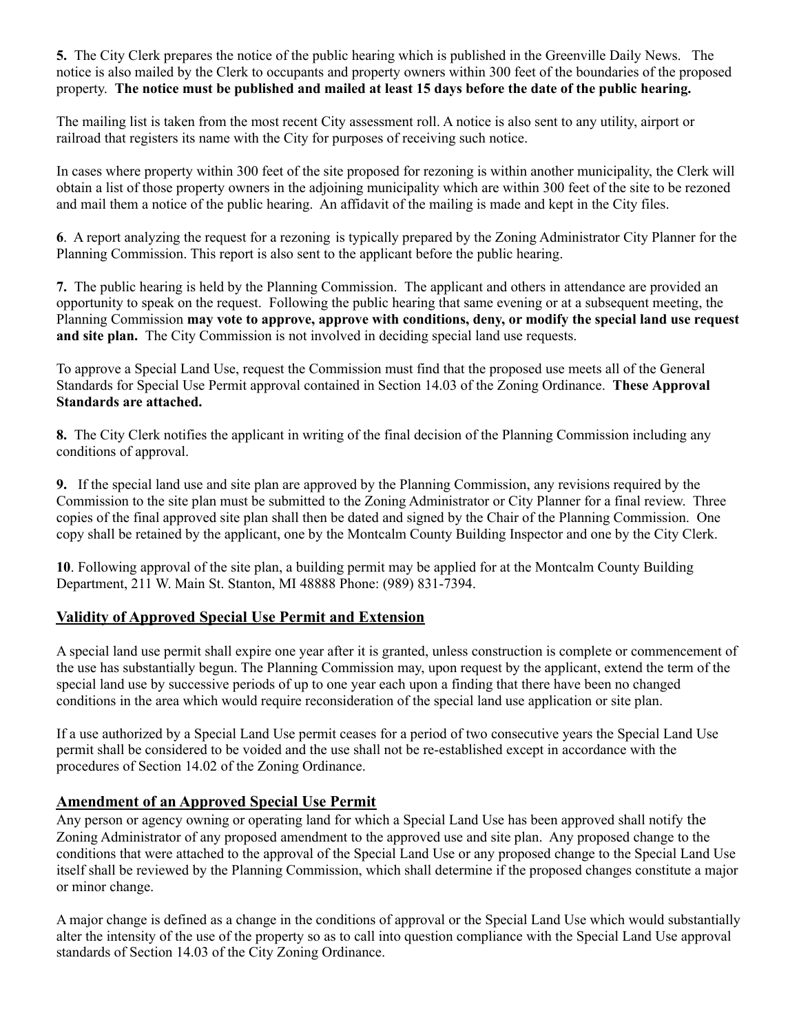**5.** The City Clerk prepares the notice of the public hearing which is published in the Greenville Daily News. The notice is also mailed by the Clerk to occupants and property owners within 300 feet of the boundaries of the proposed property. **The notice must be published and mailed at least 15 days before the date of the public hearing.**

The mailing list is taken from the most recent City assessment roll. A notice is also sent to any utility, airport or railroad that registers its name with the City for purposes of receiving such notice.

In cases where property within 300 feet of the site proposed for rezoning is within another municipality, the Clerk will obtain a list of those property owners in the adjoining municipality which are within 300 feet of the site to be rezoned and mail them a notice of the public hearing. An affidavit of the mailing is made and kept in the City files.

**6**. A report analyzing the request for a rezoning is typically prepared by the Zoning Administrator City Planner for the Planning Commission. This report is also sent to the applicant before the public hearing.

**7.** The public hearing is held by the Planning Commission. The applicant and others in attendance are provided an opportunity to speak on the request. Following the public hearing that same evening or at a subsequent meeting, the Planning Commission **may vote to approve, approve with conditions, deny, or modify the special land use request and site plan.** The City Commission is not involved in deciding special land use requests.

To approve a Special Land Use, request the Commission must find that the proposed use meets all of the General Standards for Special Use Permit approval contained in Section 14.03 of the Zoning Ordinance. **These Approval Standards are attached.**

**8.** The City Clerk notifies the applicant in writing of the final decision of the Planning Commission including any conditions of approval.

**9.** If the special land use and site plan are approved by the Planning Commission, any revisions required by the Commission to the site plan must be submitted to the Zoning Administrator or City Planner for a final review. Three copies of the final approved site plan shall then be dated and signed by the Chair of the Planning Commission. One copy shall be retained by the applicant, one by the Montcalm County Building Inspector and one by the City Clerk.

**10**. Following approval of the site plan, a building permit may be applied for at the Montcalm County Building Department, 211 W. Main St. Stanton, MI 48888 Phone: (989) 831-7394.

## Validity of Approved Special Use Permit and Extension

A special land use permit shall expire one year after it is granted, unless construction is complete or commencement of the use has substantially begun. The Planning Commission may, upon request by the applicant, extend the term of the special land use by successive periods of up to one year each upon a finding that there have been no changed conditions in the area which would require reconsideration of the special land use application or site plan.

If a use authorized by a Special Land Use permit ceases for a period of two consecutive years the Special Land Use permit shall be considered to be voided and the use shall not be re-established except in accordance with the procedures of Section 14.02 of the Zoning Ordinance.

## Amendment of an Approved Special Use Permit

Any person or agency owning or operating land for which a Special Land Use has been approved shall notify the Zoning Administrator of any proposed amendment to the approved use and site plan. Any proposed change to the conditions that were attached to the approval of the Special Land Use or any proposed change to the Special Land Use itself shall be reviewed by the Planning Commission, which shall determine if the proposed changes constitute a major or minor change.

A major change is defined as a change in the conditions of approval or the Special Land Use which would substantially alter the intensity of the use of the property so as to call into question compliance with the Special Land Use approval standards of Section 14.03 of the City Zoning Ordinance.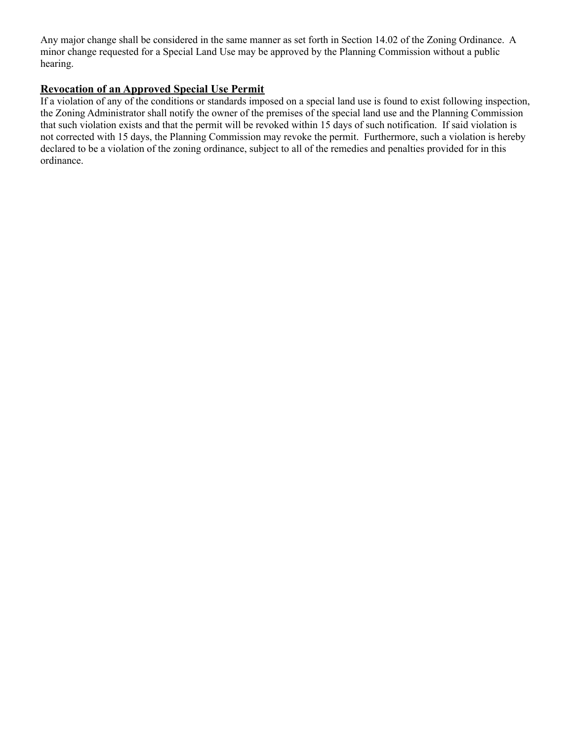Any major change shall be considered in the same manner as set forth in Section 14.02 of the Zoning Ordinance. A minor change requested for a Special Land Use may be approved by the Planning Commission without a public hearing.

## Revocation of an Approved Special Use Permit

If a violation of any of the conditions or standards imposed on a special land use is found to exist following inspection, the Zoning Administrator shall notify the owner of the premises of the special land use and the Planning Commission that such violation exists and that the permit will be revoked within 15 days of such notification. If said violation is not corrected with 15 days, the Planning Commission may revoke the permit. Furthermore, such a violation is hereby declared to be a violation of the zoning ordinance, subject to all of the remedies and penalties provided for in this ordinance.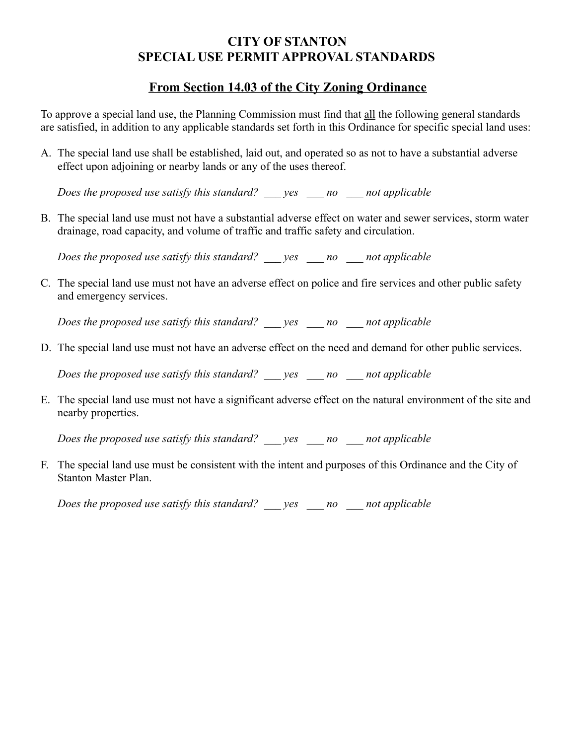# CITY OF STANTON
# SPECIAL USE PERMIT APPROVAL STANDARDS

## From Section 14.03 of the City Zoning Ordinance

To approve a special land use, the Planning Commission must find that all the following general standards are satisfied, in addition to any applicable standards set forth in this Ordinance for specific special land uses:

A. The special land use shall be established, laid out, and operated so as not to have a substantial adverse effect upon adjoining or nearby lands or any of the uses thereof.

*Does the proposed use satisfy this standard? ___ yes ___ no ___ not applicable*

B. The special land use must not have a substantial adverse effect on water and sewer services, storm water drainage, road capacity, and volume of traffic and traffic safety and circulation.

*Does the proposed use satisfy this standard? ___ yes ___ no ___ not applicable*

C. The special land use must not have an adverse effect on police and fire services and other public safety and emergency services.

*Does the proposed use satisfy this standard? ___ yes ___ no ___ not applicable*

D. The special land use must not have an adverse effect on the need and demand for other public services.

*Does the proposed use satisfy this standard? ___ yes ___ no ___ not applicable*

E. The special land use must not have a significant adverse effect on the natural environment of the site and nearby properties.

*Does the proposed use satisfy this standard? ___ yes ___ no ___ not applicable*

F. The special land use must be consistent with the intent and purposes of this Ordinance and the City of Stanton Master Plan.

*Does the proposed use satisfy this standard? ___ yes ___ no ___ not applicable*